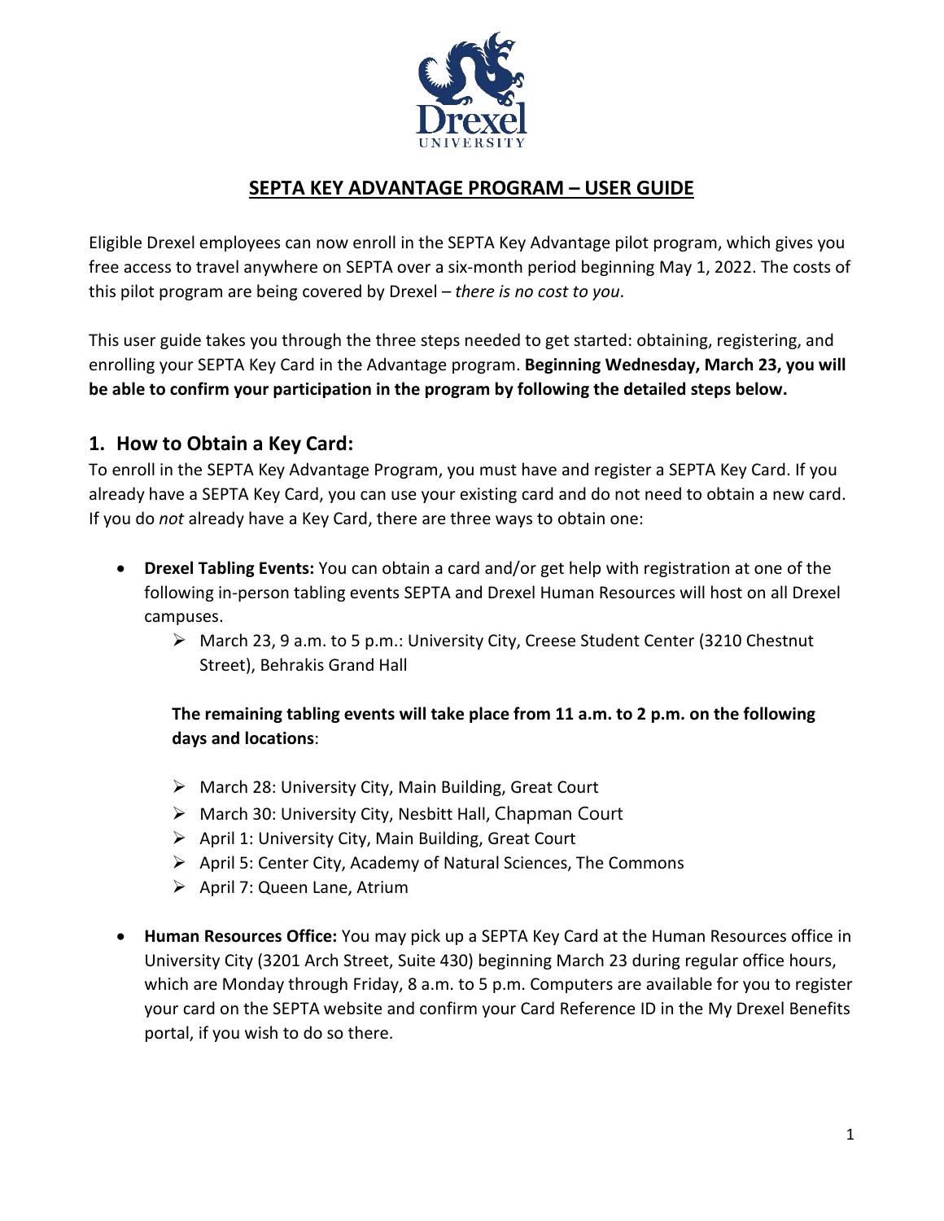# SEPTA KEY ADVANTAGE PROGRAM – USER GUIDE

Eligible Drexel employees can now enroll in the SEPTA Key Advantage pilot program, which gives you free access to travel anywhere on SEPTA over a six-month period beginning May 1, 2022. The costs of this pilot program are being covered by Drexel – *there is no cost to you*.

This user guide takes you through the three steps needed to get started: obtaining, registering, and enrolling your SEPTA Key Card in the Advantage program. **Beginning Wednesday, March 23, you will be able to confirm your participation in the program by following the detailed steps below.**

## 1. How to Obtain a Key Card:

To enroll in the SEPTA Key Advantage Program, you must have and register a SEPTA Key Card. If you already have a SEPTA Key Card, you can use your existing card and do not need to obtain a new card. If you do *not* already have a Key Card, there are three ways to obtain one:

- **Drexel Tabling Events:** You can obtain a card and/or get help with registration at one of the following in-person tabling events SEPTA and Drexel Human Resources will host on all Drexel campuses.
  - March 23, 9 a.m. to 5 p.m.: University City, Creese Student Center (3210 Chestnut Street), Behrakis Grand Hall

  **The remaining tabling events will take place from 11 a.m. to 2 p.m. on the following days and locations**:

  - March 28: University City, Main Building, Great Court
  - March 30: University City, Nesbitt Hall, Chapman Court
  - April 1: University City, Main Building, Great Court
  - April 5: Center City, Academy of Natural Sciences, The Commons
  - April 7: Queen Lane, Atrium

- **Human Resources Office:** You may pick up a SEPTA Key Card at the Human Resources office in University City (3201 Arch Street, Suite 430) beginning March 23 during regular office hours, which are Monday through Friday, 8 a.m. to 5 p.m. Computers are available for you to register your card on the SEPTA website and confirm your Card Reference ID in the My Drexel Benefits portal, if you wish to do so there.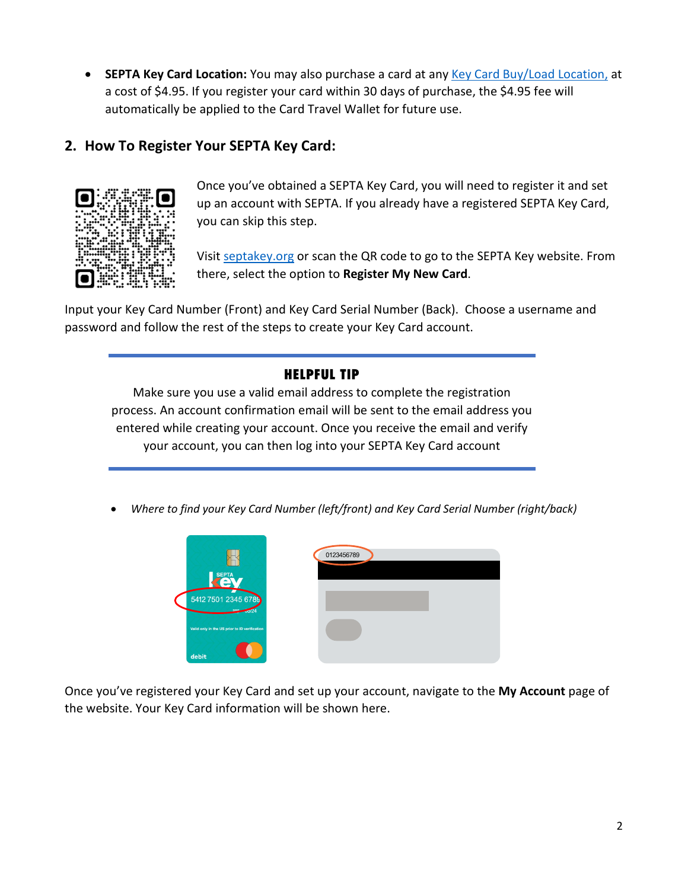- **SEPTA Key Card Location:** You may also purchase a card at any Key Card Buy/Load Location, at a cost of $4.95. If you register your card within 30 days of purchase, the $4.95 fee will automatically be applied to the Card Travel Wallet for future use.

## 2. How To Register Your SEPTA Key Card:

Once you've obtained a SEPTA Key Card, you will need to register it and set up an account with SEPTA. If you already have a registered SEPTA Key Card, you can skip this step.

Visit septakey.org or scan the QR code to go to the SEPTA Key website. From there, select the option to **Register My New Card**.

Input your Key Card Number (Front) and Key Card Serial Number (Back). Choose a username and password and follow the rest of the steps to create your Key Card account.

---

**HELPFUL TIP**

Make sure you use a valid email address to complete the registration process. An account confirmation email will be sent to the email address you entered while creating your account. Once you receive the email and verify your account, you can then log into your SEPTA Key Card account

---

- *Where to find your Key Card Number (left/front) and Key Card Serial Number (right/back)*

Once you've registered your Key Card and set up your account, navigate to the **My Account** page of the website. Your Key Card information will be shown here.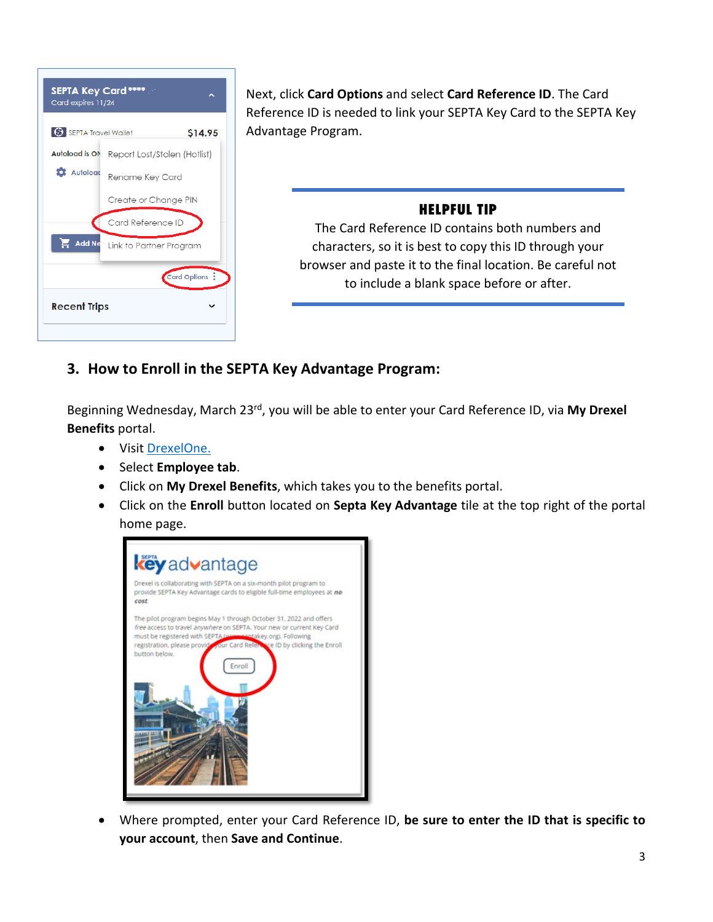Next, click **Card Options** and select **Card Reference ID**. The Card Reference ID is needed to link your SEPTA Key Card to the SEPTA Key Advantage Program.

**HELPFUL TIP**

The Card Reference ID contains both numbers and characters, so it is best to copy this ID through your browser and paste it to the final location. Be careful not to include a blank space before or after.

## 3. How to Enroll in the SEPTA Key Advantage Program:

Beginning Wednesday, March 23rd, you will be able to enter your Card Reference ID, via **My Drexel Benefits** portal.

- Visit DrexelOne.
- Select **Employee tab**.
- Click on **My Drexel Benefits**, which takes you to the benefits portal.
- Click on the **Enroll** button located on **Septa Key Advantage** tile at the top right of the portal home page.
- Where prompted, enter your Card Reference ID, **be sure to enter the ID that is specific to your account**, then **Save and Continue**.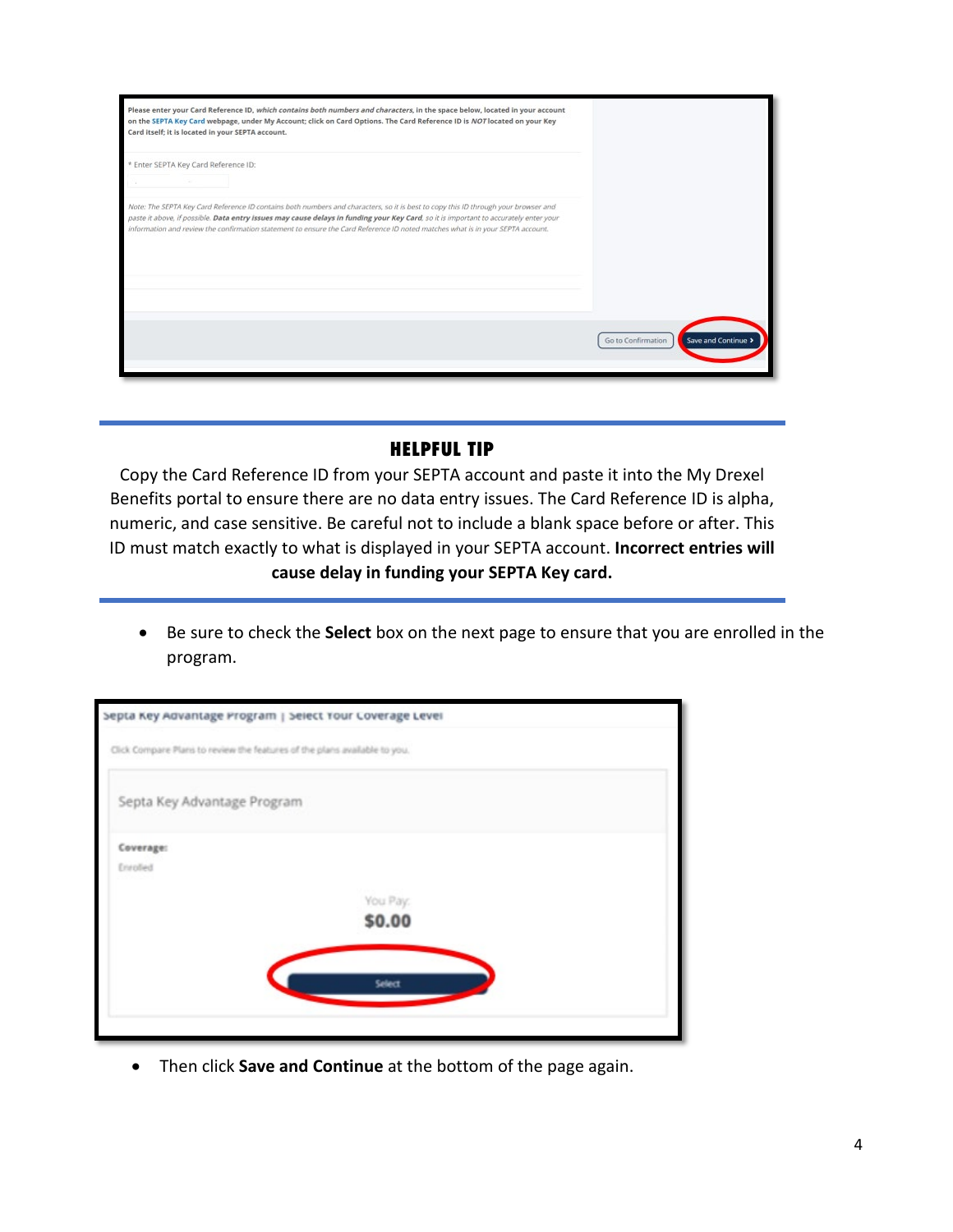Please enter your Card Reference ID, *which contains both numbers and characters*, in the space below, located in your account on the SEPTA Key Card webpage, under My Account; click on Card Options. The Card Reference ID is *NOT* located on your Key Card itself; it is located in your SEPTA account.

\* Enter SEPTA Key Card Reference ID:

*Note: The SEPTA Key Card Reference ID contains both numbers and characters, so it is best to copy this ID through your browser and paste it above, if possible.* ***Data entry issues may cause delays in funding your Key Card****, so it is important to accurately enter your information and review the confirmation statement to ensure the Card Reference ID noted matches what is in your SEPTA account.*

Go to Confirmation | Save and Continue

---

## HELPFUL TIP

Copy the Card Reference ID from your SEPTA account and paste it into the My Drexel Benefits portal to ensure there are no data entry issues. The Card Reference ID is alpha, numeric, and case sensitive. Be careful not to include a blank space before or after. This ID must match exactly to what is displayed in your SEPTA account. **Incorrect entries will cause delay in funding your SEPTA Key card.**

---

- Be sure to check the **Select** box on the next page to ensure that you are enrolled in the program.

Septa Key Advantage Program | Select Your Coverage Level

Click Compare Plans to review the features of the plans available to you.

Septa Key Advantage Program

**Coverage:**
Enrolled

You Pay:
**$0.00**

Select

- Then click **Save and Continue** at the bottom of the page again.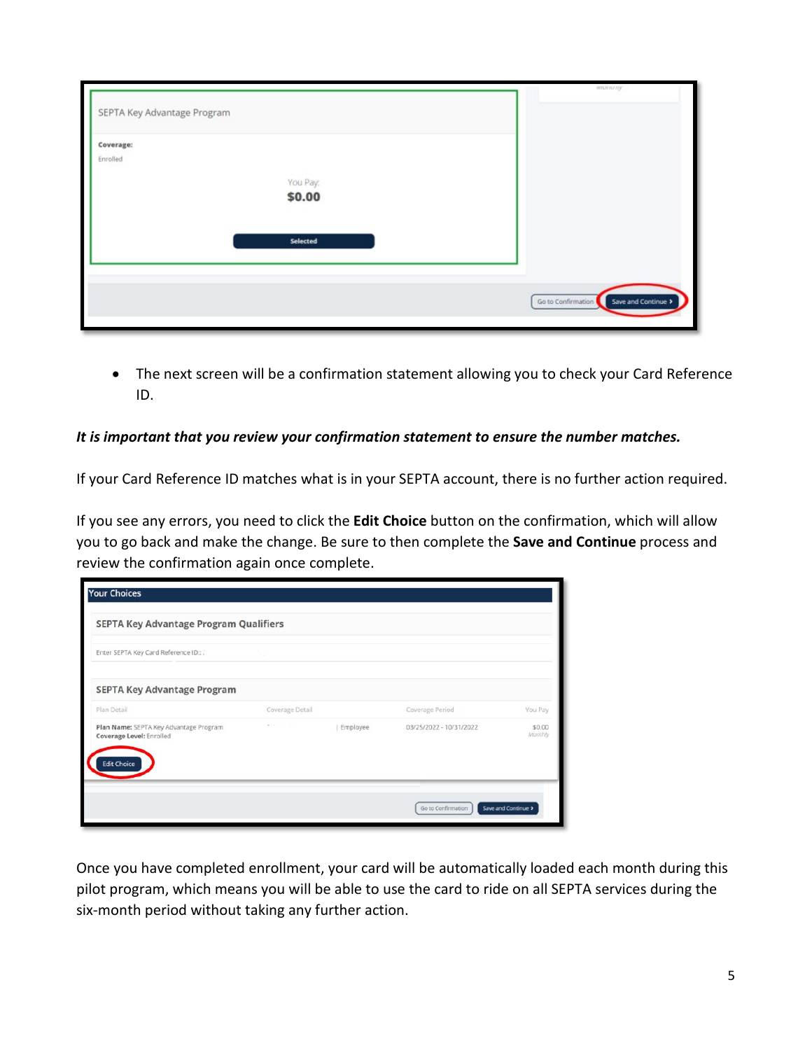- The next screen will be a confirmation statement allowing you to check your Card Reference ID.

***It is important that you review your confirmation statement to ensure the number matches.***

If your Card Reference ID matches what is in your SEPTA account, there is no further action required.

If you see any errors, you need to click the **Edit Choice** button on the confirmation, which will allow you to go back and make the change. Be sure to then complete the **Save and Continue** process and review the confirmation again once complete.

Once you have completed enrollment, your card will be automatically loaded each month during this pilot program, which means you will be able to use the card to ride on all SEPTA services during the six-month period without taking any further action.